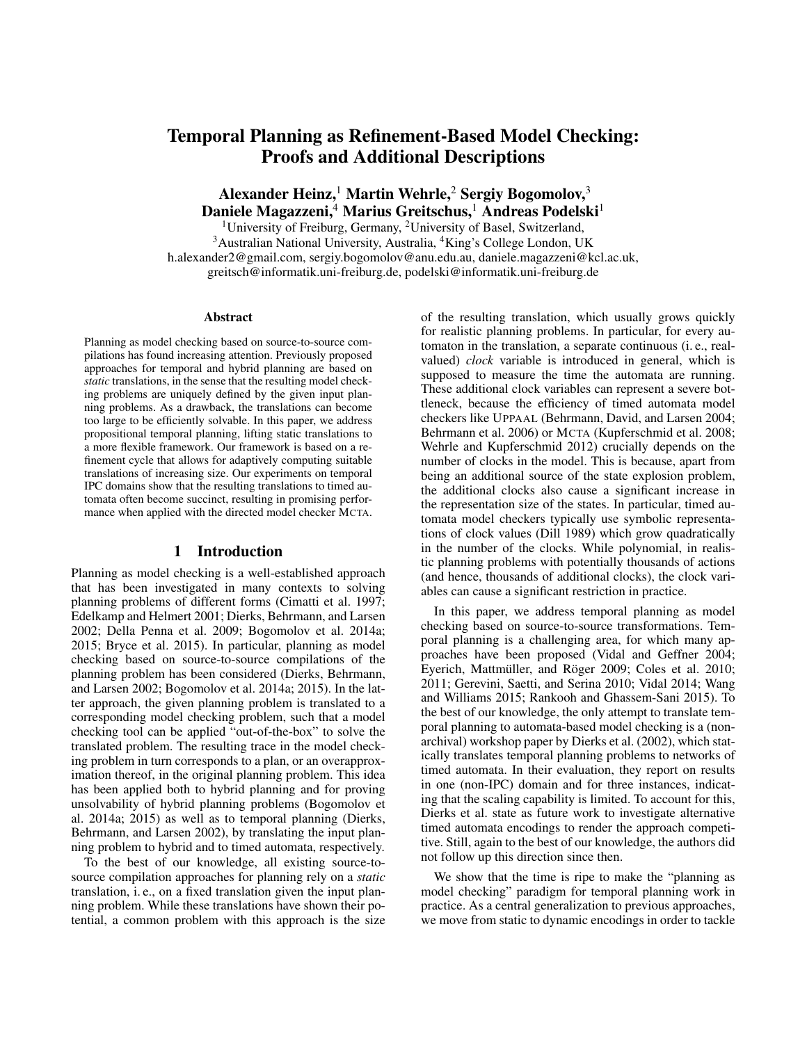# Temporal Planning as Refinement-Based Model Checking: Proofs and Additional Descriptions

**Alexander Heinz,[1] Martin Wehrle,[2] Sergiy Bogomolov,[3] Daniele Magazzeni,[4] Marius Greitschus,[1] Andreas Podelski[1]**

[1]University of Freiburg, Germany, [2]University of Basel, Switzerland,
[3]Australian National University, Australia, [4]King's College London, UK
h.alexander2@gmail.com, sergiy.bogomolov@anu.edu.au, daniele.magazzeni@kcl.ac.uk,
greitsch@informatik.uni-freiburg.de, podelski@informatik.uni-freiburg.de

## Abstract

Planning as model checking based on source-to-source compilations has found increasing attention. Previously proposed approaches for temporal and hybrid planning are based on *static* translations, in the sense that the resulting model checking problems are uniquely defined by the given input planning problems. As a drawback, the translations can become too large to be efficiently solvable. In this paper, we address propositional temporal planning, lifting static translations to a more flexible framework. Our framework is based on a refinement cycle that allows for adaptively computing suitable translations of increasing size. Our experiments on temporal IPC domains show that the resulting translations to timed automata often become succinct, resulting in promising performance when applied with the directed model checker MCTA.

## 1 Introduction

Planning as model checking is a well-established approach that has been investigated in many contexts to solving planning problems of different forms (Cimatti et al. 1997; Edelkamp and Helmert 2001; Dierks, Behrmann, and Larsen 2002; Della Penna et al. 2009; Bogomolov et al. 2014a; 2015; Bryce et al. 2015). In particular, planning as model checking based on source-to-source compilations of the planning problem has been considered (Dierks, Behrmann, and Larsen 2002; Bogomolov et al. 2014a; 2015). In the latter approach, the given planning problem is translated to a corresponding model checking problem, such that a model checking tool can be applied "out-of-the-box" to solve the translated problem. The resulting trace in the model checking problem in turn corresponds to a plan, or an overapproximation thereof, in the original planning problem. This idea has been applied both to hybrid planning and for proving unsolvability of hybrid planning problems (Bogomolov et al. 2014a; 2015) as well as to temporal planning (Dierks, Behrmann, and Larsen 2002), by translating the input planning problem to hybrid and to timed automata, respectively.

To the best of our knowledge, all existing source-to-source compilation approaches for planning rely on a *static* translation, i. e., on a fixed translation given the input planning problem. While these translations have shown their potential, a common problem with this approach is the size of the resulting translation, which usually grows quickly for realistic planning problems. In particular, for every automaton in the translation, a separate continuous (i. e., real-valued) *clock* variable is introduced in general, which is supposed to measure the time the automata are running. These additional clock variables can represent a severe bottleneck, because the efficiency of timed automata model checkers like UPPAAL (Behrmann, David, and Larsen 2004; Behrmann et al. 2006) or MCTA (Kupferschmid et al. 2008; Wehrle and Kupferschmid 2012) crucially depends on the number of clocks in the model. This is because, apart from being an additional source of the state explosion problem, the additional clocks also cause a significant increase in the representation size of the states. In particular, timed automata model checkers typically use symbolic representations of clock values (Dill 1989) which grow quadratically in the number of the clocks. While polynomial, in realistic planning problems with potentially thousands of actions (and hence, thousands of additional clocks), the clock variables can cause a significant restriction in practice.

In this paper, we address temporal planning as model checking based on source-to-source transformations. Temporal planning is a challenging area, for which many approaches have been proposed (Vidal and Geffner 2004; Eyerich, Mattmüller, and Röger 2009; Coles et al. 2010; 2011; Gerevini, Saetti, and Serina 2010; Vidal 2014; Wang and Williams 2015; Rankooh and Ghassem-Sani 2015). To the best of our knowledge, the only attempt to translate temporal planning to automata-based model checking is a (non-archival) workshop paper by Dierks et al. (2002), which statically translates temporal planning problems to networks of timed automata. In their evaluation, they report on results in one (non-IPC) domain and for three instances, indicating that the scaling capability is limited. To account for this, Dierks et al. state as future work to investigate alternative timed automata encodings to render the approach competitive. Still, again to the best of our knowledge, the authors did not follow up this direction since then.

We show that the time is ripe to make the "planning as model checking" paradigm for temporal planning work in practice. As a central generalization to previous approaches, we move from static to dynamic encodings in order to tackle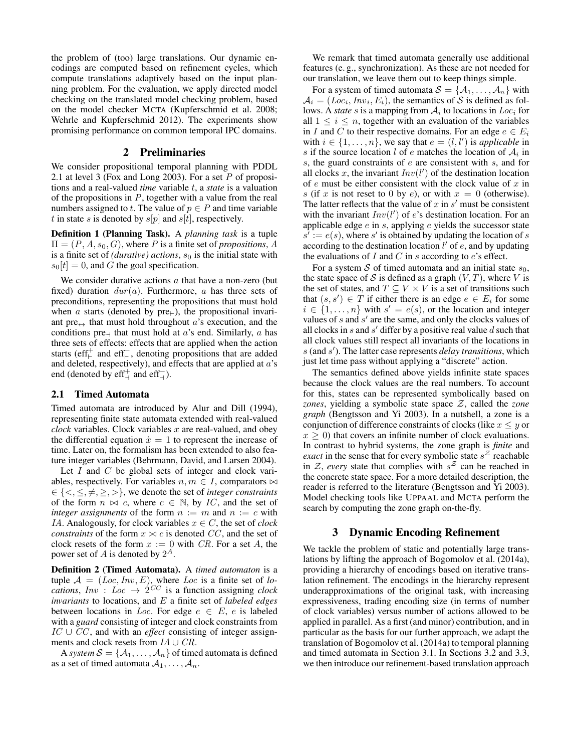the problem of (too) large translations. Our dynamic encodings are computed based on refinement cycles, which compute translations adaptively based on the input planning problem. For the evaluation, we apply directed model checking on the translated model checking problem, based on the model checker MCTA (Kupferschmid et al. 2008; Wehrle and Kupferschmid 2012). The experiments show promising performance on common temporal IPC domains.

## 2 Preliminaries

We consider propositional temporal planning with PDDL 2.1 at level 3 (Fox and Long 2003). For a set $P$ of propositions and a real-valued *time* variable $t$, a *state* is a valuation of the propositions in $P$, together with a value from the real numbers assigned to $t$. The value of $p \in P$ and time variable $t$ in state $s$ is denoted by $s[p]$ and $s[t]$, respectively.

**Definition 1 (Planning Task).** A *planning task* is a tuple $\Pi = (P, A, s_0, G)$, where $P$ is a finite set of *propositions*, $A$ is a finite set of *(durative) actions*, $s_0$ is the initial state with $s_0[t] = 0$, and $G$ the goal specification.

We consider durative actions $a$ that have a non-zero (but fixed) duration $dur(a)$. Furthermore, $a$ has three sets of preconditions, representing the propositions that must hold when $a$ starts (denoted by $\text{pre}_{\vdash}$), the propositional invariant $\text{pre}_{\leftrightarrow}$ that must hold throughout $a$'s execution, and the conditions $\text{pre}_{\dashv}$ that must hold at $a$'s end. Similarly, $a$ has three sets of effects: effects that are applied when the action starts ($\text{eff}^{+}_{\vdash}$ and $\text{eff}^{-}_{\vdash}$, denoting propositions that are added and deleted, respectively), and effects that are applied at $a$'s end (denoted by $\text{eff}^{+}_{\dashv}$ and $\text{eff}^{-}_{\dashv}$).

### 2.1 Timed Automata

Timed automata are introduced by Alur and Dill (1994), representing finite state automata extended with real-valued *clock* variables. Clock variables $x$ are real-valued, and obey the differential equation $\dot{x} = 1$ to represent the increase of time. Later on, the formalism has been extended to also feature integer variables (Behrmann, David, and Larsen 2004).

Let $I$ and $C$ be global sets of integer and clock variables, respectively. For variables $n, m \in I$, comparators $\bowtie \in \{<, \leq, \neq, \geq, >\}$, we denote the set of *integer constraints* of the form $n \bowtie c$, where $c \in \mathbb{N}$, by $IC$, and the set of *integer assignments* of the form $n := m$ and $n := c$ with $IA$. Analogously, for clock variables $x \in C$, the set of *clock constraints* of the form $x \bowtie c$ is denoted $CC$, and the set of clock resets of the form $x := 0$ with $CR$. For a set $A$, the power set of $A$ is denoted by $2^A$.

**Definition 2 (Timed Automata).** A *timed automaton* is a tuple $\mathcal{A} = (Loc, Inv, E)$, where $Loc$ is a finite set of *locations*, $Inv : Loc \rightarrow 2^{CC}$ is a function assigning *clock invariants* to locations, and $E$ a finite set of *labeled edges* between locations in $Loc$. For edge $e \in E$, $e$ is labeled with a *guard* consisting of integer and clock constraints from $IC \cup CC$, and with an *effect* consisting of integer assignments and clock resets from $IA \cup CR$.

A *system* $\mathcal{S} = \{\mathcal{A}_1, \ldots, \mathcal{A}_n\}$ of timed automata is defined as a set of timed automata $\mathcal{A}_1, \ldots, \mathcal{A}_n$.

We remark that timed automata generally use additional features (e. g., synchronization). As these are not needed for our translation, we leave them out to keep things simple.

For a system of timed automata $\mathcal{S} = \{\mathcal{A}_1, \ldots, \mathcal{A}_n\}$ with $\mathcal{A}_i = (Loc_i, Inv_i, E_i)$, the semantics of $\mathcal{S}$ is defined as follows. A *state* $s$ is a mapping from $\mathcal{A}_i$ to locations in $Loc_i$ for all $1 \leq i \leq n$, together with an evaluation of the variables in $I$ and $C$ to their respective domains. For an edge $e \in E_i$ with $i \in \{1, \ldots, n\}$, we say that $e = (l, l')$ is *applicable* in $s$ if the source location $l$ of $e$ matches the location of $\mathcal{A}_i$ in $s$, the guard constraints of $e$ are consistent with $s$, and for all clocks $x$, the invariant $Inv(l')$ of the destination location of $e$ must be either consistent with the clock value of $x$ in $s$ (if $x$ is not reset to 0 by $e$), or with $x = 0$ (otherwise). The latter reflects that the value of $x$ in $s'$ must be consistent with the invariant $Inv(l')$ of $e$'s destination location. For an applicable edge $e$ in $s$, applying $e$ yields the successor state $s' := e(s)$, where $s'$ is obtained by updating the location of $s$ according to the destination location $l'$ of $e$, and by updating the evaluations of $I$ and $C$ in $s$ according to $e$'s effect.

For a system $\mathcal{S}$ of timed automata and an initial state $s_0$, the state space of $\mathcal{S}$ is defined as a graph $(V, T)$, where $V$ is the set of states, and $T \subseteq V \times V$ is a set of transitions such that $(s, s') \in T$ if either there is an edge $e \in E_i$ for some $i \in \{1, \ldots, n\}$ with $s' = e(s)$, or the location and integer values of $s$ and $s'$ are the same, and only the clocks values of all clocks in $s$ and $s'$ differ by a positive real value $d$ such that all clock values still respect all invariants of the locations in $s$ (and $s'$). The latter case represents *delay transitions*, which just let time pass without applying a "discrete" action.

The semantics defined above yields infinite state spaces because the clock values are the real numbers. To account for this, states can be represented symbolically based on *zones*, yielding a symbolic state space $\mathcal{Z}$, called the *zone graph* (Bengtsson and Yi 2003). In a nutshell, a zone is a conjunction of difference constraints of clocks (like $x \leq y$ or $x \geq 0$) that covers an infinite number of clock evaluations. In contrast to hybrid systems, the zone graph is *finite* and *exact* in the sense that for every symbolic state $s^{\mathcal{Z}}$ reachable in $\mathcal{Z}$, *every* state that complies with $s^{\mathcal{Z}}$ can be reached in the concrete state space. For a more detailed description, the reader is referred to the literature (Bengtsson and Yi 2003). Model checking tools like UPPAAL and MCTA perform the search by computing the zone graph on-the-fly.

## 3 Dynamic Encoding Refinement

We tackle the problem of static and potentially large translations by lifting the approach of Bogomolov et al. (2014a), providing a hierarchy of encodings based on iterative translation refinement. The encodings in the hierarchy represent underapproximations of the original task, with increasing expressiveness, trading encoding size (in terms of number of clock variables) versus number of actions allowed to be applied in parallel. As a first (and minor) contribution, and in particular as the basis for our further approach, we adapt the translation of Bogomolov et al. (2014a) to temporal planning and timed automata in Section 3.1. In Sections 3.2 and 3.3, we then introduce our refinement-based translation approach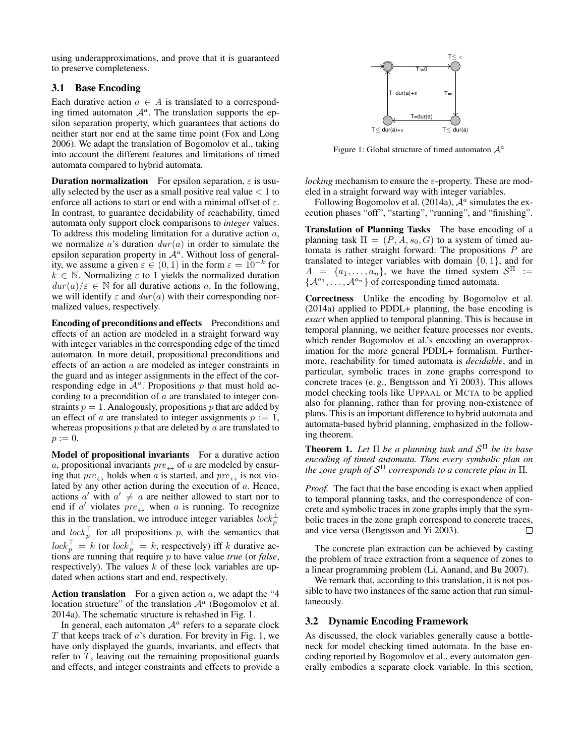using underapproximations, and prove that it is guaranteed to preserve completeness.

### 3.1 Base Encoding

Each durative action $a \in A$ is translated to a corresponding timed automaton $\mathcal{A}^a$. The translation supports the epsilon separation property, which guarantees that actions do neither start nor end at the same time point (Fox and Long 2006). We adapt the translation of Bogomolov et al., taking into account the different features and limitations of timed automata compared to hybrid automata.

**Duration normalization** For epsilon separation, $\varepsilon$ is usually selected by the user as a small positive real value $< 1$ to enforce all actions to start or end with a minimal offset of $\varepsilon$. In contrast, to guarantee decidability of reachability, timed automata only support clock comparisons to *integer* values. To address this modeling limitation for a durative action $a$, we normalize $a$'s duration $dur(a)$ in order to simulate the epsilon separation property in $\mathcal{A}^a$. Without loss of generality, we assume a given $\varepsilon \in (0, 1)$ in the form $\varepsilon = 10^{-k}$ for $k \in \mathbb{N}$. Normalizing $\varepsilon$ to 1 yields the normalized duration $dur(a)/\varepsilon \in \mathbb{N}$ for all durative actions $a$. In the following, we will identify $\varepsilon$ and $dur(a)$ with their corresponding normalized values, respectively.

**Encoding of preconditions and effects** Preconditions and effects of an action are modeled in a straight forward way with integer variables in the corresponding edge of the timed automaton. In more detail, propositional preconditions and effects of an action $a$ are modeled as integer constraints in the guard and as integer assignments in the effect of the corresponding edge in $\mathcal{A}^a$. Propositions $p$ that must hold according to a precondition of $a$ are translated to integer constraints $p = 1$. Analogously, propositions $p$ that are added by an effect of $a$ are translated to integer assignments $p := 1$, whereas propositions $p$ that are deleted by $a$ are translated to $p := 0$.

**Model of propositional invariants** For a durative action $a$, propositional invariants $pre_{\leftrightarrow}$ of $a$ are modeled by ensuring that $pre_{\leftrightarrow}$ holds when $a$ is started, and $pre_{\leftrightarrow}$ is not violated by any other action during the execution of $a$. Hence, actions $a'$ with $a' \neq a$ are neither allowed to start nor to end if $a'$ violates $pre_{\leftrightarrow}$ when $a$ is running. To recognize this in the translation, we introduce integer variables $lock_p^{\perp}$ and $lock_p^{\top}$ for all propositions $p$, with the semantics that $lock_p^{\top} = k$ (or $lock_p^{\perp} = k$, respectively) iff $k$ durative actions are running that require $p$ to have value *true* (or *false*, respectively). The values $k$ of these lock variables are updated when actions start and end, respectively.

**Action translation** For a given action $a$, we adapt the "4 location structure" of the translation $\mathcal{A}^a$ (Bogomolov et al. 2014a). The schematic structure is rehashed in Fig. 1.

In general, each automaton $\mathcal{A}^a$ refers to a separate clock $T$ that keeps track of $a$'s duration. For brevity in Fig. 1, we have only displayed the guards, invariants, and effects that refer to $T$, leaving out the remaining propositional guards and effects, and integer constraints and effects to provide a

Figure 1: Global structure of timed automaton $\mathcal{A}^a$

*locking* mechanism to ensure the $\varepsilon$-property. These are modeled in a straight forward way with integer variables.

Following Bogomolov et al. (2014a), $\mathcal{A}^a$ simulates the execution phases "off", "starting", "running", and "finishing".

**Translation of Planning Tasks** The base encoding of a planning task $\Pi = (P, A, s_0, G)$ to a system of timed automata is rather straight forward: The propositions $P$ are translated to integer variables with domain $\{0, 1\}$, and for $A = \{a_1, \ldots, a_n\}$, we have the timed system $\mathcal{S}^{\Pi} := \{\mathcal{A}^{a_1}, \ldots, \mathcal{A}^{a_n}\}$ of corresponding timed automata.

**Correctness** Unlike the encoding by Bogomolov et al. (2014a) applied to PDDL+ planning, the base encoding is *exact* when applied to temporal planning. This is because in temporal planning, we neither feature processes nor events, which render Bogomolov et al.'s encoding an overapproximation for the more general PDDL+ formalism. Furthermore, reachability for timed automata is *decidable*, and in particular, symbolic traces in zone graphs correspond to concrete traces (e. g., Bengtsson and Yi 2003). This allows model checking tools like UPPAAL or MCTA to be applied also for planning, rather than for proving non-existence of plans. This is an important difference to hybrid automata and automata-based hybrid planning, emphasized in the following theorem.

**Theorem 1.** *Let $\Pi$ be a planning task and $\mathcal{S}^{\Pi}$ be its base encoding of timed automata. Then every symbolic plan on the zone graph of $\mathcal{S}^{\Pi}$ corresponds to a concrete plan in $\Pi$.*

*Proof.* The fact that the base encoding is exact when applied to temporal planning tasks, and the correspondence of concrete and symbolic traces in zone graphs imply that the symbolic traces in the zone graph correspond to concrete traces, and vice versa (Bengtsson and Yi 2003). □

The concrete plan extraction can be achieved by casting the problem of trace extraction from a sequence of zones to a linear programming problem (Li, Aanand, and Bu 2007).

We remark that, according to this translation, it is not possible to have two instances of the same action that run simultaneously.

### 3.2 Dynamic Encoding Framework

As discussed, the clock variables generally cause a bottleneck for model checking timed automata. In the base encoding reported by Bogomolov et al., every automaton generally embodies a separate clock variable. In this section,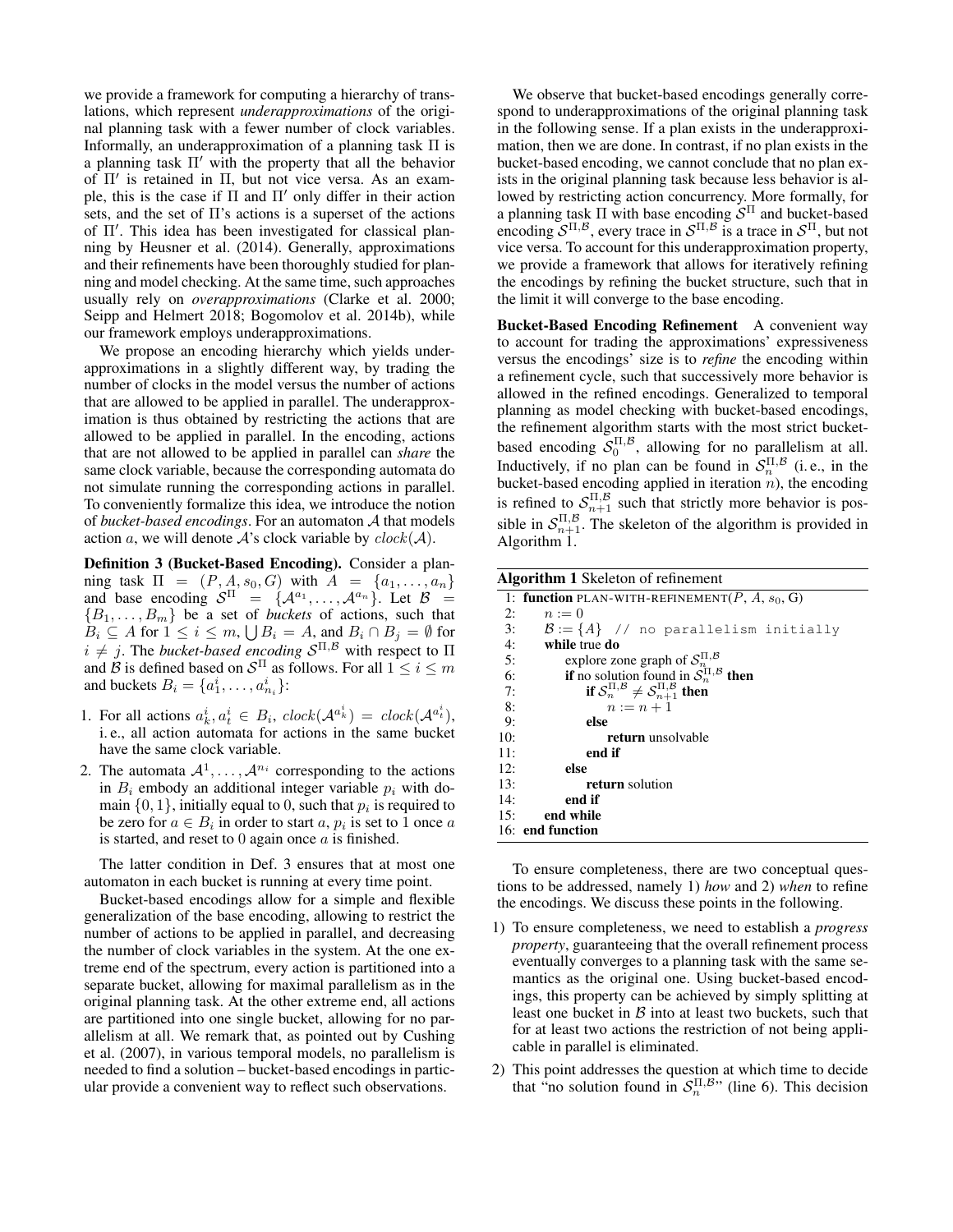we provide a framework for computing a hierarchy of translations, which represent *underapproximations* of the original planning task with a fewer number of clock variables. Informally, an underapproximation of a planning task $\Pi$ is a planning task $\Pi'$ with the property that all the behavior of $\Pi'$ is retained in $\Pi$, but not vice versa. As an example, this is the case if $\Pi$ and $\Pi'$ only differ in their action sets, and the set of $\Pi$'s actions is a superset of the actions of $\Pi'$. This idea has been investigated for classical planning by Heusner et al. (2014). Generally, approximations and their refinements have been thoroughly studied for planning and model checking. At the same time, such approaches usually rely on *overapproximations* (Clarke et al. 2000; Seipp and Helmert 2018; Bogomolov et al. 2014b), while our framework employs underapproximations.

We propose an encoding hierarchy which yields underapproximations in a slightly different way, by trading the number of clocks in the model versus the number of actions that are allowed to be applied in parallel. The underapproximation is thus obtained by restricting the actions that are allowed to be applied in parallel. In the encoding, actions that are not allowed to be applied in parallel can *share* the same clock variable, because the corresponding automata do not simulate running the corresponding actions in parallel. To conveniently formalize this idea, we introduce the notion of *bucket-based encodings*. For an automaton $\mathcal{A}$ that models action $a$, we will denote $\mathcal{A}$'s clock variable by $clock(\mathcal{A})$.

**Definition 3 (Bucket-Based Encoding).** Consider a planning task $\Pi = (P, A, s_0, G)$ with $A = \{a_1, \ldots, a_n\}$ and base encoding $\mathcal{S}^{\Pi} = \{\mathcal{A}^{a_1}, \ldots, \mathcal{A}^{a_n}\}$. Let $\mathcal{B} = \{B_1, \ldots, B_m\}$ be a set of *buckets* of actions, such that $B_i \subseteq A$ for $1 \leq i \leq m$, $\bigcup B_i = A$, and $B_i \cap B_j = \emptyset$ for $i \neq j$. The *bucket-based encoding* $\mathcal{S}^{\Pi,\mathcal{B}}$ with respect to $\Pi$ and $\mathcal{B}$ is defined based on $\mathcal{S}^{\Pi}$ as follows. For all $1 \leq i \leq m$ and buckets $B_i = \{a^i_1, \ldots, a^i_{n_i}\}$:

1. For all actions $a^i_k, a^i_t \in B_i$, $clock(\mathcal{A}^{a^i_k}) = clock(\mathcal{A}^{a^i_t})$, i. e., all action automata for actions in the same bucket have the same clock variable.
2. The automata $\mathcal{A}^1, \ldots, \mathcal{A}^{n_i}$ corresponding to the actions in $B_i$ embody an additional integer variable $p_i$ with domain $\{0, 1\}$, initially equal to 0, such that $p_i$ is required to be zero for $a \in B_i$ in order to start $a$, $p_i$ is set to 1 once $a$ is started, and reset to 0 again once $a$ is finished.

The latter condition in Def. 3 ensures that at most one automaton in each bucket is running at every time point.

Bucket-based encodings allow for a simple and flexible generalization of the base encoding, allowing to restrict the number of actions to be applied in parallel, and decreasing the number of clock variables in the system. At the one extreme end of the spectrum, every action is partitioned into a separate bucket, allowing for maximal parallelism as in the original planning task. At the other extreme end, all actions are partitioned into one single bucket, allowing for no parallelism at all. We remark that, as pointed out by Cushing et al. (2007), in various temporal models, no parallelism is needed to find a solution – bucket-based encodings in particular provide a convenient way to reflect such observations.

We observe that bucket-based encodings generally correspond to underapproximations of the original planning task in the following sense. If a plan exists in the underapproximation, then we are done. In contrast, if no plan exists in the bucket-based encoding, we cannot conclude that no plan exists in the original planning task because less behavior is allowed by restricting action concurrency. More formally, for a planning task $\Pi$ with base encoding $\mathcal{S}^{\Pi}$ and bucket-based encoding $\mathcal{S}^{\Pi,\mathcal{B}}$, every trace in $\mathcal{S}^{\Pi,\mathcal{B}}$ is a trace in $\mathcal{S}^{\Pi}$, but not vice versa. To account for this underapproximation property, we provide a framework that allows for iteratively refining the encodings by refining the bucket structure, such that in the limit it will converge to the base encoding.

**Bucket-Based Encoding Refinement** A convenient way to account for trading the approximations' expressiveness versus the encodings' size is to *refine* the encoding within a refinement cycle, such that successively more behavior is allowed in the refined encodings. Generalized to temporal planning as model checking with bucket-based encodings, the refinement algorithm starts with the most strict bucket-based encoding $\mathcal{S}^{\Pi,\mathcal{B}}_0$, allowing for no parallelism at all. Inductively, if no plan can be found in $\mathcal{S}^{\Pi,\mathcal{B}}_n$ (i. e., in the bucket-based encoding applied in iteration $n$), the encoding is refined to $\mathcal{S}^{\Pi,\mathcal{B}}_{n+1}$ such that strictly more behavior is possible in $\mathcal{S}^{\Pi,\mathcal{B}}_{n+1}$. The skeleton of the algorithm is provided in Algorithm 1.

**Algorithm 1** Skeleton of refinement

```
1:  function PLAN-WITH-REFINEMENT(P, A, s_0, G)
2:      n := 0
3:      B := {A}  // no parallelism initially
4:      while true do
5:          explore zone graph of S_n^{Π,B}
6:          if no solution found in S_n^{Π,B} then
7:              if S_n^{Π,B} ≠ S_{n+1}^{Π,B} then
8:                  n := n + 1
9:              else
10:                 return unsolvable
11:             end if
12:         else
13:             return solution
14:         end if
15:     end while
16: end function
```

To ensure completeness, there are two conceptual questions to be addressed, namely 1) *how* and 2) *when* to refine the encodings. We discuss these points in the following.

1) To ensure completeness, we need to establish a *progress property*, guaranteeing that the overall refinement process eventually converges to a planning task with the same semantics as the original one. Using bucket-based encodings, this property can be achieved by simply splitting at least one bucket in $\mathcal{B}$ into at least two buckets, such that for at least two actions the restriction of not being applicable in parallel is eliminated.
2) This point addresses the question at which time to decide that "no solution found in $\mathcal{S}^{\Pi,\mathcal{B}}_n$" (line 6). This decision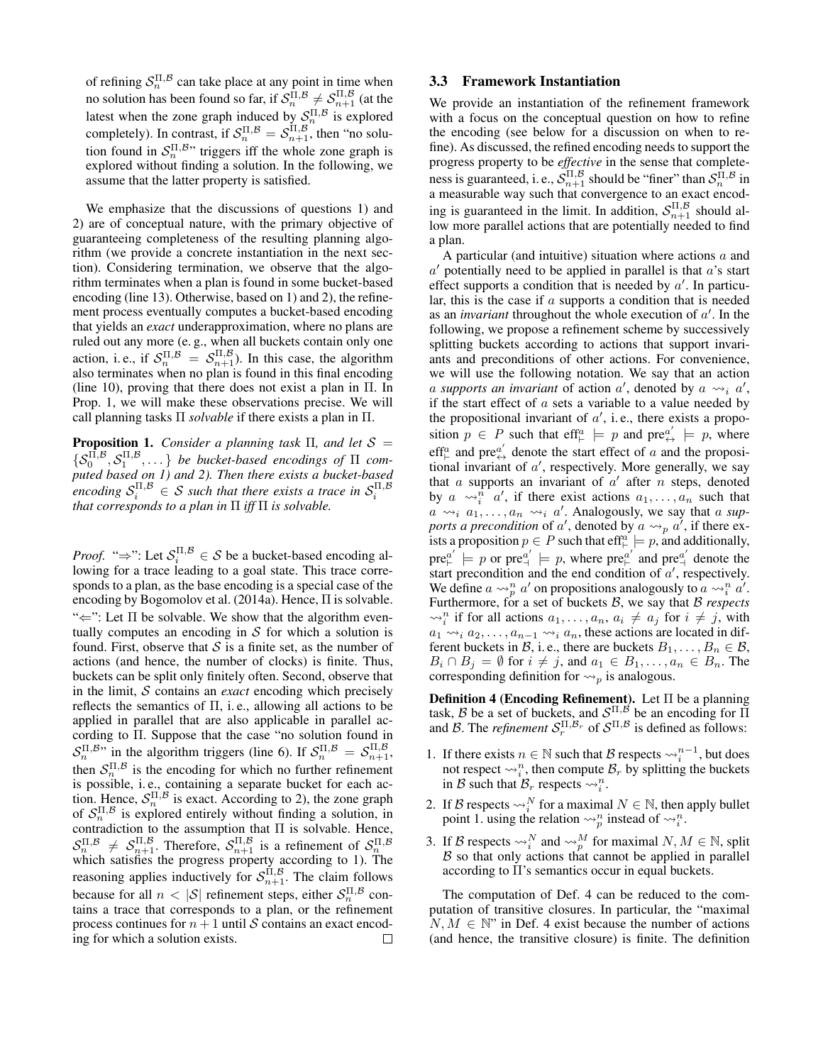of refining $\mathcal{S}_n^{\Pi,\mathcal{B}}$ can take place at any point in time when no solution has been found so far, if $\mathcal{S}_n^{\Pi,\mathcal{B}} \neq \mathcal{S}_{n+1}^{\Pi,\mathcal{B}}$ (at the latest when the zone graph induced by $\mathcal{S}_n^{\Pi,\mathcal{B}}$ is explored completely). In contrast, if $\mathcal{S}_n^{\Pi,\mathcal{B}} = \mathcal{S}_{n+1}^{\Pi,\mathcal{B}}$, then "no solution found in $\mathcal{S}_n^{\Pi,\mathcal{B}}$" triggers iff the whole zone graph is explored without finding a solution. In the following, we assume that the latter property is satisfied.

We emphasize that the discussions of questions 1) and 2) are of conceptual nature, with the primary objective of guaranteeing completeness of the resulting planning algorithm (we provide a concrete instantiation in the next section). Considering termination, we observe that the algorithm terminates when a plan is found in some bucket-based encoding (line 13). Otherwise, based on 1) and 2), the refinement process eventually computes a bucket-based encoding that yields an *exact* underapproximation, where no plans are ruled out any more (e. g., when all buckets contain only one action, i. e., if $\mathcal{S}_n^{\Pi,\mathcal{B}} = \mathcal{S}_{n+1}^{\Pi,\mathcal{B}}$). In this case, the algorithm also terminates when no plan is found in this final encoding (line 10), proving that there does not exist a plan in $\Pi$. In Prop. 1, we will make these observations precise. We will call planning tasks $\Pi$ *solvable* if there exists a plan in $\Pi$.

**Proposition 1.** *Consider a planning task $\Pi$, and let $\mathcal{S} = \{\mathcal{S}_0^{\Pi,\mathcal{B}}, \mathcal{S}_1^{\Pi,\mathcal{B}}, \dots\}$ be bucket-based encodings of $\Pi$ computed based on 1) and 2). Then there exists a bucket-based encoding $\mathcal{S}_i^{\Pi,\mathcal{B}} \in \mathcal{S}$ such that there exists a trace in $\mathcal{S}_i^{\Pi,\mathcal{B}}$ that corresponds to a plan in $\Pi$ iff $\Pi$ is solvable.*

*Proof.* "$\Rightarrow$": Let $\mathcal{S}_i^{\Pi,\mathcal{B}} \in \mathcal{S}$ be a bucket-based encoding allowing for a trace leading to a goal state. This trace corresponds to a plan, as the base encoding is a special case of the encoding by Bogomolov et al. (2014a). Hence, $\Pi$ is solvable. "$\Leftarrow$": Let $\Pi$ be solvable. We show that the algorithm eventually computes an encoding in $\mathcal{S}$ for which a solution is found. First, observe that $\mathcal{S}$ is a finite set, as the number of actions (and hence, the number of clocks) is finite. Thus, buckets can be split only finitely often. Second, observe that in the limit, $\mathcal{S}$ contains an *exact* encoding which precisely reflects the semantics of $\Pi$, i. e., allowing all actions to be applied in parallel that are also applicable in parallel according to $\Pi$. Suppose that the case "no solution found in $\mathcal{S}_n^{\Pi,\mathcal{B}}$" in the algorithm triggers (line 6). If $\mathcal{S}_n^{\Pi,\mathcal{B}} = \mathcal{S}_{n+1}^{\Pi,\mathcal{B}}$, then $\mathcal{S}_n^{\Pi,\mathcal{B}}$ is the encoding for which no further refinement is possible, i. e., containing a separate bucket for each action. Hence, $\mathcal{S}_n^{\Pi,\mathcal{B}}$ is exact. According to 2), the zone graph of $\mathcal{S}_n^{\Pi,\mathcal{B}}$ is explored entirely without finding a solution, in contradiction to the assumption that $\Pi$ is solvable. Hence, $\mathcal{S}_n^{\Pi,\mathcal{B}} \neq \mathcal{S}_{n+1}^{\Pi,\mathcal{B}}$. Therefore, $\mathcal{S}_{n+1}^{\Pi,\mathcal{B}}$ is a refinement of $\mathcal{S}_n^{\Pi,\mathcal{B}}$ which satisfies the progress property according to 1). The reasoning applies inductively for $\mathcal{S}_{n+1}^{\Pi,\mathcal{B}}$. The claim follows because for all $n < |\mathcal{S}|$ refinement steps, either $\mathcal{S}_n^{\Pi,\mathcal{B}}$ contains a trace that corresponds to a plan, or the refinement process continues for $n+1$ until $\mathcal{S}$ contains an exact encoding for which a solution exists. $\square$

### 3.3 Framework Instantiation

We provide an instantiation of the refinement framework with a focus on the conceptual question on how to refine the encoding (see below for a discussion on when to refine). As discussed, the refined encoding needs to support the progress property to be *effective* in the sense that completeness is guaranteed, i. e., $\mathcal{S}_{n+1}^{\Pi,\mathcal{B}}$ should be "finer" than $\mathcal{S}_n^{\Pi,\mathcal{B}}$ in a measurable way such that convergence to an exact encoding is guaranteed in the limit. In addition, $\mathcal{S}_{n+1}^{\Pi,\mathcal{B}}$ should allow more parallel actions that are potentially needed to find a plan.

A particular (and intuitive) situation where actions $a$ and $a'$ potentially need to be applied in parallel is that $a$'s start effect supports a condition that is needed by $a'$. In particular, this is the case if $a$ supports a condition that is needed as an *invariant* throughout the whole execution of $a'$. In the following, we propose a refinement scheme by successively splitting buckets according to actions that support invariants and preconditions of other actions. For convenience, we will use the following notation. We say that an action $a$ *supports an invariant* of action $a'$, denoted by $a \leadsto_i a'$, if the start effect of $a$ sets a variable to a value needed by the propositional invariant of $a'$, i. e., there exists a proposition $p \in P$ such that $\mathrm{eff}_{\vdash}^{a} \models p$ and $\mathrm{pre}_{\leftrightarrow}^{a'} \models p$, where $\mathrm{eff}_{\vdash}^{a}$ and $\mathrm{pre}_{\leftrightarrow}^{a'}$ denote the start effect of $a$ and the propositional invariant of $a'$, respectively. More generally, we say that $a$ supports an invariant of $a'$ after $n$ steps, denoted by $a \leadsto_i^n a'$, if there exist actions $a_1, \dots, a_n$ such that $a \leadsto_i a_1, \dots, a_n \leadsto_i a'$. Analogously, we say that $a$ *supports a precondition* of $a'$, denoted by $a \leadsto_p a'$, if there exists a proposition $p \in P$ such that $\mathrm{eff}_{\vdash}^{a} \models p$, and additionally, $\mathrm{pre}_{\vdash}^{a'} \models p$ or $\mathrm{pre}_{\dashv}^{a'} \models p$, where $\mathrm{pre}_{\vdash}^{a'}$ and $\mathrm{pre}_{\dashv}^{a'}$ denote the start precondition and the end condition of $a'$, respectively. We define $a \leadsto_p^n a'$ on propositions analogously to $a \leadsto_i^n a'$. Furthermore, for a set of buckets $\mathcal{B}$, we say that $\mathcal{B}$ *respects* $\leadsto_i^n$ if for all actions $a_1, \dots, a_n$, $a_i \neq a_j$ for $i \neq j$, with $a_1 \leadsto_i a_2, \dots, a_{n-1} \leadsto_i a_n$, these actions are located in different buckets in $\mathcal{B}$, i. e., there are buckets $B_1, \dots, B_n \in \mathcal{B}$, $B_i \cap B_j = \emptyset$ for $i \neq j$, and $a_1 \in B_1, \dots, a_n \in B_n$. The corresponding definition for $\leadsto_p$ is analogous.

**Definition 4 (Encoding Refinement).** Let $\Pi$ be a planning task, $\mathcal{B}$ be a set of buckets, and $\mathcal{S}^{\Pi,\mathcal{B}}$ be an encoding for $\Pi$ and $\mathcal{B}$. The *refinement* $\mathcal{S}_r^{\Pi,\mathcal{B}_r}$ of $\mathcal{S}^{\Pi,\mathcal{B}}$ is defined as follows:

1. If there exists $n \in \mathbb{N}$ such that $\mathcal{B}$ respects $\leadsto_i^{n-1}$, but does not respect $\leadsto_i^n$, then compute $\mathcal{B}_r$ by splitting the buckets in $\mathcal{B}$ such that $\mathcal{B}_r$ respects $\leadsto_i^n$.
2. If $\mathcal{B}$ respects $\leadsto_i^N$ for a maximal $N \in \mathbb{N}$, then apply bullet point 1. using the relation $\leadsto_p^n$ instead of $\leadsto_i^n$.
3. If $\mathcal{B}$ respects $\leadsto_i^N$ and $\leadsto_p^M$ for maximal $N, M \in \mathbb{N}$, split $\mathcal{B}$ so that only actions that cannot be applied in parallel according to $\Pi$'s semantics occur in equal buckets.

The computation of Def. 4 can be reduced to the computation of transitive closures. In particular, the "maximal $N, M \in \mathbb{N}$" in Def. 4 exist because the number of actions (and hence, the transitive closure) is finite. The definition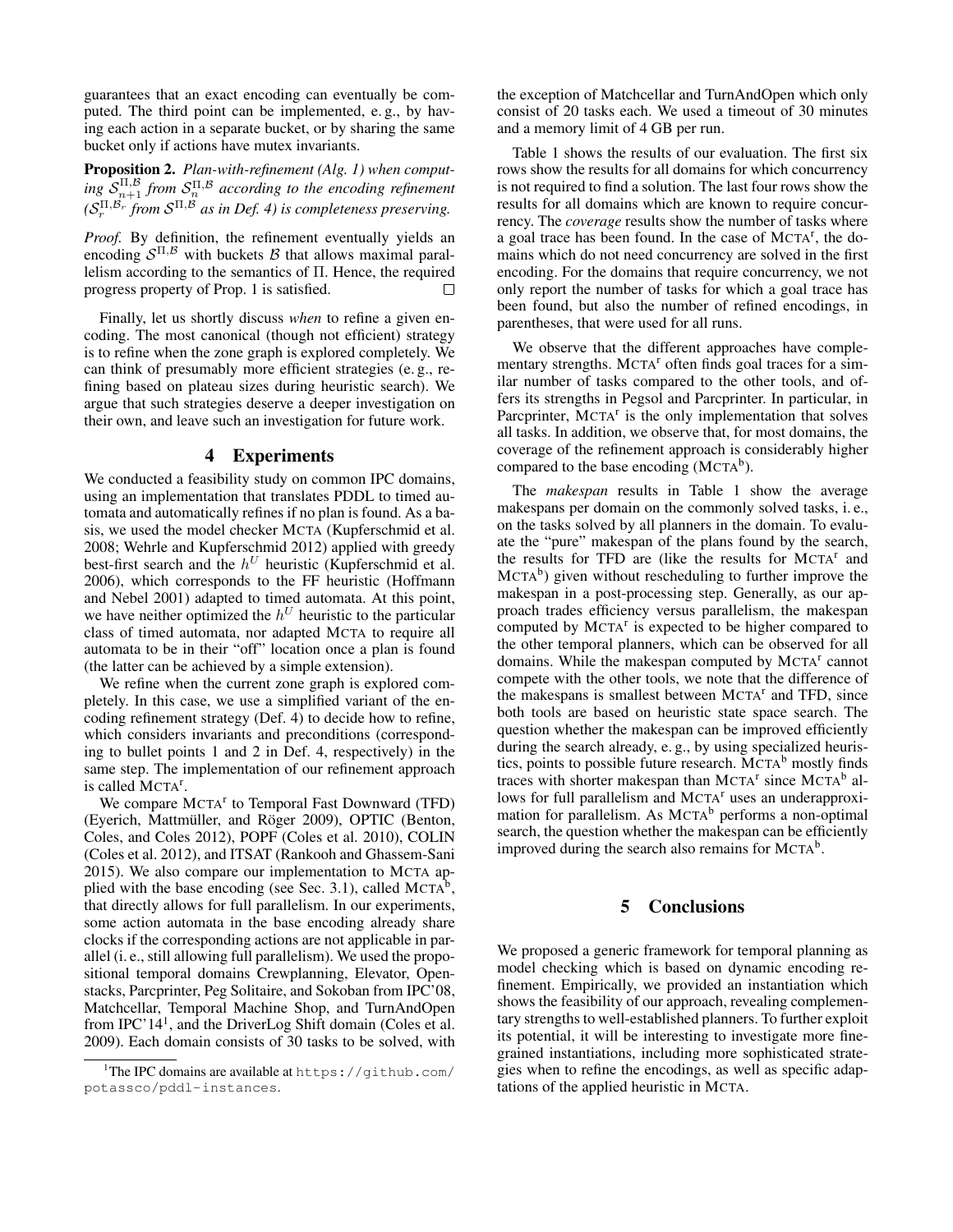guarantees that an exact encoding can eventually be computed. The third point can be implemented, e. g., by having each action in a separate bucket, or by sharing the same bucket only if actions have mutex invariants.

**Proposition 2.** *Plan-with-refinement (Alg. 1) when computing $\mathcal{S}_{n+1}^{\Pi,\mathcal{B}}$ from $\mathcal{S}_{n}^{\Pi,\mathcal{B}}$ according to the encoding refinement ($\mathcal{S}_{r}^{\Pi,\mathcal{B}_r}$ from $\mathcal{S}^{\Pi,\mathcal{B}}$ as in Def. 4) is completeness preserving.*

*Proof.* By definition, the refinement eventually yields an encoding $\mathcal{S}^{\Pi,\mathcal{B}}$ with buckets $\mathcal{B}$ that allows maximal parallelism according to the semantics of $\Pi$. Hence, the required progress property of Prop. 1 is satisfied. □

Finally, let us shortly discuss *when* to refine a given encoding. The most canonical (though not efficient) strategy is to refine when the zone graph is explored completely. We can think of presumably more efficient strategies (e. g., refining based on plateau sizes during heuristic search). We argue that such strategies deserve a deeper investigation on their own, and leave such an investigation for future work.

## 4 Experiments

We conducted a feasibility study on common IPC domains, using an implementation that translates PDDL to timed automata and automatically refines if no plan is found. As a basis, we used the model checker MCTA (Kupferschmid et al. 2008; Wehrle and Kupferschmid 2012) applied with greedy best-first search and the $h^U$ heuristic (Kupferschmid et al. 2006), which corresponds to the FF heuristic (Hoffmann and Nebel 2001) adapted to timed automata. At this point, we have neither optimized the $h^U$ heuristic to the particular class of timed automata, nor adapted MCTA to require all automata to be in their "off" location once a plan is found (the latter can be achieved by a simple extension).

We refine when the current zone graph is explored completely. In this case, we use a simplified variant of the encoding refinement strategy (Def. 4) to decide how to refine, which considers invariants and preconditions (corresponding to bullet points 1 and 2 in Def. 4, respectively) in the same step. The implementation of our refinement approach is called MCTA$^r$.

We compare MCTA$^r$ to Temporal Fast Downward (TFD) (Eyerich, Mattmüller, and Röger 2009), OPTIC (Benton, Coles, and Coles 2012), POPF (Coles et al. 2010), COLIN (Coles et al. 2012), and ITSAT (Rankooh and Ghassem-Sani 2015). We also compare our implementation to MCTA applied with the base encoding (see Sec. 3.1), called MCTA$^b$, that directly allows for full parallelism. In our experiments, some action automata in the base encoding already share clocks if the corresponding actions are not applicable in parallel (i. e., still allowing full parallelism). We used the propositional temporal domains Crewplanning, Elevator, Openstacks, Parcprinter, Peg Solitaire, and Sokoban from IPC'08, Matchcellar, Temporal Machine Shop, and TurnAndOpen from IPC'14[1], and the DriverLog Shift domain (Coles et al. 2009). Each domain consists of 30 tasks to be solved, with the exception of Matchcellar and TurnAndOpen which only consist of 20 tasks each. We used a timeout of 30 minutes and a memory limit of 4 GB per run.

[1]The IPC domains are available at https://github.com/potassco/pddl-instances.

Table 1 shows the results of our evaluation. The first six rows show the results for all domains for which concurrency is not required to find a solution. The last four rows show the results for all domains which are known to require concurrency. The *coverage* results show the number of tasks where a goal trace has been found. In the case of MCTA$^r$, the domains which do not need concurrency are solved in the first encoding. For the domains that require concurrency, we not only report the number of tasks for which a goal trace has been found, but also the number of refined encodings, in parentheses, that were used for all runs.

We observe that the different approaches have complementary strengths. MCTA$^r$ often finds goal traces for a similar number of tasks compared to the other tools, and offers its strengths in Pegsol and Parcprinter. In particular, in Parcprinter, MCTA$^r$ is the only implementation that solves all tasks. In addition, we observe that, for most domains, the coverage of the refinement approach is considerably higher compared to the base encoding (MCTA$^b$).

The *makespan* results in Table 1 show the average makespans per domain on the commonly solved tasks, i. e., on the tasks solved by all planners in the domain. To evaluate the "pure" makespan of the plans found by the search, the results for TFD are (like the results for MCTA$^r$ and MCTA$^b$) given without rescheduling to further improve the makespan in a post-processing step. Generally, as our approach trades efficiency versus parallelism, the makespan computed by MCTA$^r$ is expected to be higher compared to the other temporal planners, which can be observed for all domains. While the makespan computed by MCTA$^r$ cannot compete with the other tools, we note that the difference of the makespans is smallest between MCTA$^r$ and TFD, since both tools are based on heuristic state space search. The question whether the makespan can be improved efficiently during the search already, e. g., by using specialized heuristics, points to possible future research. MCTA$^b$ mostly finds traces with shorter makespan than MCTA$^r$ since MCTA$^b$ allows for full parallelism and MCTA$^r$ uses an underapproximation for parallelism. As MCTA$^b$ performs a non-optimal search, the question whether the makespan can be efficiently improved during the search also remains for MCTA$^b$.

## 5 Conclusions

We proposed a generic framework for temporal planning as model checking which is based on dynamic encoding refinement. Empirically, we provided an instantiation which shows the feasibility of our approach, revealing complementary strengths to well-established planners. To further exploit its potential, it will be interesting to investigate more fine-grained instantiations, including more sophisticated strategies when to refine the encodings, as well as specific adaptations of the applied heuristic in MCTA.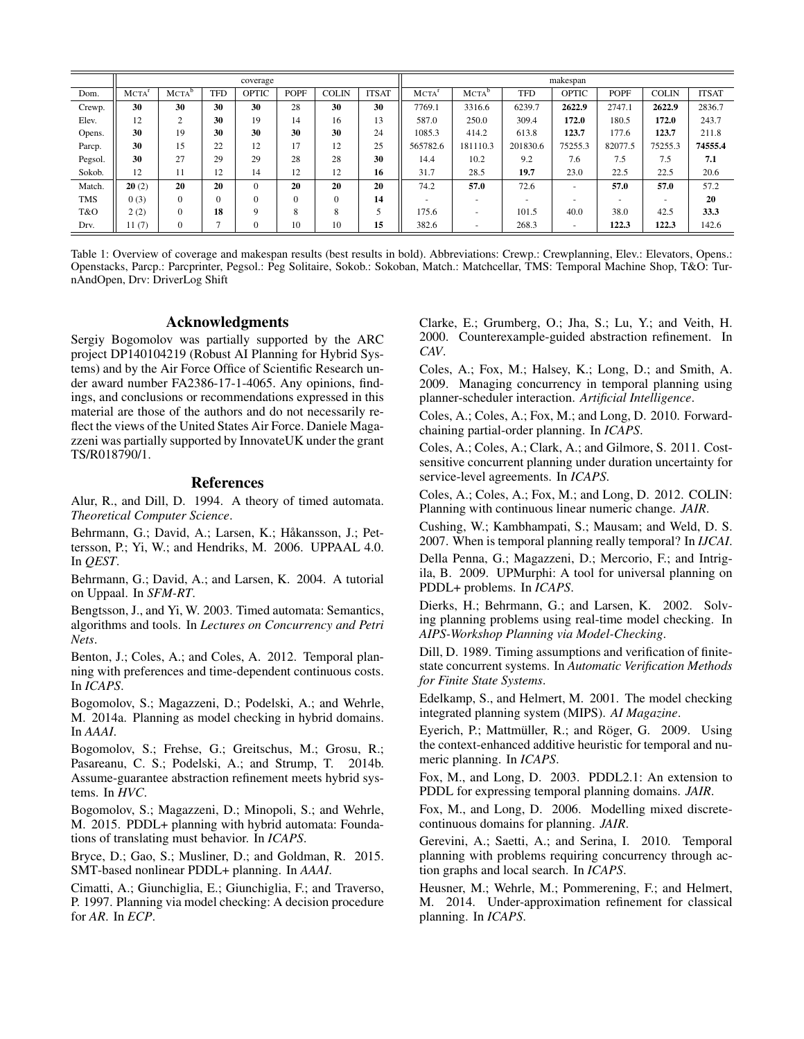| | coverage | | | | | | | makespan | | | | | | |
|---|---|---|---|---|---|---|---|---|---|---|---|---|---|---|
| Dom. | MCTA[r] | MCTA[b] | TFD | OPTIC | POPF | COLIN | ITSAT | MCTA[r] | MCTA[b] | TFD | OPTIC | POPF | COLIN | ITSAT |
| Crewp. | **30** | **30** | **30** | **30** | 28 | **30** | **30** | 7769.1 | 3316.6 | 6239.7 | **2622.9** | 2747.1 | **2622.9** | 2836.7 |
| Elev. | 12 | 2 | **30** | 19 | 14 | 16 | 13 | 587.0 | 250.0 | 309.4 | **172.0** | 180.5 | **172.0** | 243.7 |
| Opens. | **30** | 19 | **30** | **30** | **30** | **30** | 24 | 1085.3 | 414.2 | 613.8 | **123.7** | 177.6 | **123.7** | 211.8 |
| Parcp. | **30** | 15 | 22 | 12 | 17 | 12 | 25 | 565782.6 | 181110.3 | 201830.6 | 75255.3 | 82077.5 | 75255.3 | **74555.4** |
| Pegsol. | **30** | 27 | 29 | 29 | 28 | 28 | **30** | 14.4 | 10.2 | 9.2 | 7.6 | 7.5 | 7.5 | **7.1** |
| Sokob. | 12 | 11 | 12 | 14 | 12 | 12 | **16** | 31.7 | 28.5 | **19.7** | 23.0 | 22.5 | 22.5 | 20.6 |
| Match. | **20** (2) | **20** | **20** | 0 | **20** | **20** | **20** | 74.2 | **57.0** | 72.6 | - | **57.0** | **57.0** | 57.2 |
| TMS | 0 (3) | 0 | 0 | 0 | 0 | 0 | **14** | - | - | - | - | - | - | **20** |
| T&O | 2 (2) | 0 | **18** | 9 | 8 | 8 | 5 | 175.6 | - | 101.5 | 40.0 | 38.0 | 42.5 | **33.3** |
| Drv. | 11 (7) | 0 | 7 | 0 | 10 | 10 | **15** | 382.6 | - | 268.3 | - | **122.3** | **122.3** | 142.6 |

Table 1: Overview of coverage and makespan results (best results in bold). Abbreviations: Crewp.: Crewplanning, Elev.: Elevators, Opens.: Openstacks, Parcp.: Parcprinter, Pegsol.: Peg Solitaire, Sokob.: Sokoban, Match.: Matchcellar, TMS: Temporal Machine Shop, T&O: TurnAndOpen, Drv: DriverLog Shift

## Acknowledgments

Sergiy Bogomolov was partially supported by the ARC project DP140104219 (Robust AI Planning for Hybrid Systems) and by the Air Force Office of Scientific Research under award number FA2386-17-1-4065. Any opinions, findings, and conclusions or recommendations expressed in this material are those of the authors and do not necessarily reflect the views of the United States Air Force. Daniele Magazzeni was partially supported by InnovateUK under the grant TS/R018790/1.

## References

Alur, R., and Dill, D. 1994. A theory of timed automata. *Theoretical Computer Science*.

Behrmann, G.; David, A.; Larsen, K.; Håkansson, J.; Pettersson, P.; Yi, W.; and Hendriks, M. 2006. UPPAAL 4.0. In *QEST*.

Behrmann, G.; David, A.; and Larsen, K. 2004. A tutorial on Uppaal. In *SFM-RT*.

Bengtsson, J., and Yi, W. 2003. Timed automata: Semantics, algorithms and tools. In *Lectures on Concurrency and Petri Nets*.

Benton, J.; Coles, A.; and Coles, A. 2012. Temporal planning with preferences and time-dependent continuous costs. In *ICAPS*.

Bogomolov, S.; Magazzeni, D.; Podelski, A.; and Wehrle, M. 2014a. Planning as model checking in hybrid domains. In *AAAI*.

Bogomolov, S.; Frehse, G.; Greitschus, M.; Grosu, R.; Pasareanu, C. S.; Podelski, A.; and Strump, T. 2014b. Assume-guarantee abstraction refinement meets hybrid systems. In *HVC*.

Bogomolov, S.; Magazzeni, D.; Minopoli, S.; and Wehrle, M. 2015. PDDL+ planning with hybrid automata: Foundations of translating must behavior. In *ICAPS*.

Bryce, D.; Gao, S.; Musliner, D.; and Goldman, R. 2015. SMT-based nonlinear PDDL+ planning. In *AAAI*.

Cimatti, A.; Giunchiglia, E.; Giunchiglia, F.; and Traverso, P. 1997. Planning via model checking: A decision procedure for *AR*. In *ECP*.

Clarke, E.; Grumberg, O.; Jha, S.; Lu, Y.; and Veith, H. 2000. Counterexample-guided abstraction refinement. In *CAV*.

Coles, A.; Fox, M.; Halsey, K.; Long, D.; and Smith, A. 2009. Managing concurrency in temporal planning using planner-scheduler interaction. *Artificial Intelligence*.

Coles, A.; Coles, A.; Fox, M.; and Long, D. 2010. Forward-chaining partial-order planning. In *ICAPS*.

Coles, A.; Coles, A.; Clark, A.; and Gilmore, S. 2011. Cost-sensitive concurrent planning under duration uncertainty for service-level agreements. In *ICAPS*.

Coles, A.; Coles, A.; Fox, M.; and Long, D. 2012. COLIN: Planning with continuous linear numeric change. *JAIR*.

Cushing, W.; Kambhampati, S.; Mausam; and Weld, D. S. 2007. When is temporal planning really temporal? In *IJCAI*.

Della Penna, G.; Magazzeni, D.; Mercorio, F.; and Intrigila, B. 2009. UPMurphi: A tool for universal planning on PDDL+ problems. In *ICAPS*.

Dierks, H.; Behrmann, G.; and Larsen, K. 2002. Solving planning problems using real-time model checking. In *AIPS-Workshop Planning via Model-Checking*.

Dill, D. 1989. Timing assumptions and verification of finite-state concurrent systems. In *Automatic Verification Methods for Finite State Systems*.

Edelkamp, S., and Helmert, M. 2001. The model checking integrated planning system (MIPS). *AI Magazine*.

Eyerich, P.; Mattmüller, R.; and Röger, G. 2009. Using the context-enhanced additive heuristic for temporal and numeric planning. In *ICAPS*.

Fox, M., and Long, D. 2003. PDDL2.1: An extension to PDDL for expressing temporal planning domains. *JAIR*.

Fox, M., and Long, D. 2006. Modelling mixed discrete-continuous domains for planning. *JAIR*.

Gerevini, A.; Saetti, A.; and Serina, I. 2010. Temporal planning with problems requiring concurrency through action graphs and local search. In *ICAPS*.

Heusner, M.; Wehrle, M.; Pommerening, F.; and Helmert, M. 2014. Under-approximation refinement for classical planning. In *ICAPS*.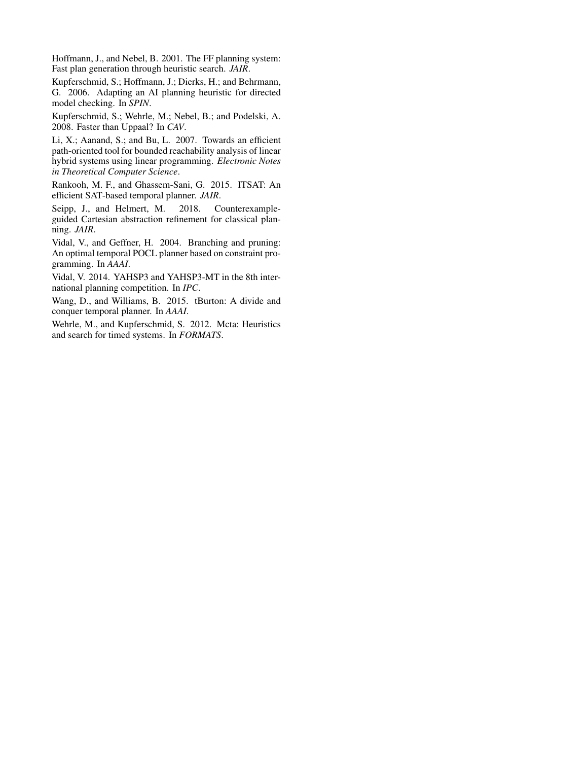Hoffmann, J., and Nebel, B. 2001. The FF planning system: Fast plan generation through heuristic search. *JAIR*.

Kupferschmid, S.; Hoffmann, J.; Dierks, H.; and Behrmann, G. 2006. Adapting an AI planning heuristic for directed model checking. In *SPIN*.

Kupferschmid, S.; Wehrle, M.; Nebel, B.; and Podelski, A. 2008. Faster than Uppaal? In *CAV*.

Li, X.; Aanand, S.; and Bu, L. 2007. Towards an efficient path-oriented tool for bounded reachability analysis of linear hybrid systems using linear programming. *Electronic Notes in Theoretical Computer Science*.

Rankooh, M. F., and Ghassem-Sani, G. 2015. ITSAT: An efficient SAT-based temporal planner. *JAIR*.

Seipp, J., and Helmert, M. 2018. Counterexample-guided Cartesian abstraction refinement for classical planning. *JAIR*.

Vidal, V., and Geffner, H. 2004. Branching and pruning: An optimal temporal POCL planner based on constraint programming. In *AAAI*.

Vidal, V. 2014. YAHSP3 and YAHSP3-MT in the 8th international planning competition. In *IPC*.

Wang, D., and Williams, B. 2015. tBurton: A divide and conquer temporal planner. In *AAAI*.

Wehrle, M., and Kupferschmid, S. 2012. Mcta: Heuristics and search for timed systems. In *FORMATS*.